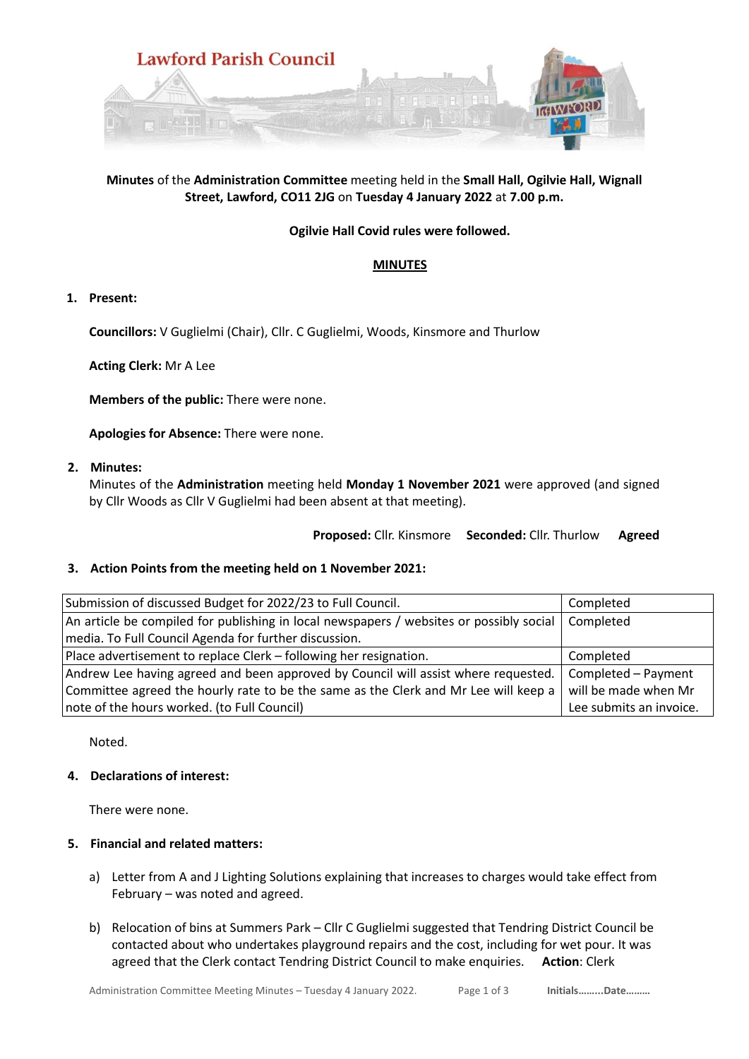# Lawford Parish Council

**Minutes** of the **Administration Committee** meeting held in the **Small Hall, Ogilvie Hall, Wignall Street, Lawford, CO11 2JG** on **Tuesday 4 January 2022** at **7.00 p.m.**

**Ogilvie Hall Covid rules were followed.**

## MINUTES

**1. Present:**

**Councillors:** V Guglielmi (Chair), Cllr. C Guglielmi, Woods, Kinsmore and Thurlow

**Acting Clerk:** Mr A Lee

**Members of the public:** There were none.

**Apologies for Absence:** There were none.

**2. Minutes:**

Minutes of the **Administration** meeting held **Monday 1 November 2021** were approved (and signed by Cllr Woods as Cllr V Guglielmi had been absent at that meeting).

**Proposed:** Cllr. Kinsmore **Seconded:** Cllr. Thurlow **Agreed**

**3. Action Points from the meeting held on 1 November 2021:**

| Action | Status |
|---|---|
| Submission of discussed Budget for 2022/23 to Full Council. | Completed |
| An article be compiled for publishing in local newspapers / websites or possibly social media. To Full Council Agenda for further discussion. | Completed |
| Place advertisement to replace Clerk – following her resignation. | Completed |
| Andrew Lee having agreed and been approved by Council will assist where requested. Committee agreed the hourly rate to be the same as the Clerk and Mr Lee will keep a note of the hours worked. (to Full Council) | Completed – Payment will be made when Mr Lee submits an invoice. |

Noted.

**4. Declarations of interest:**

There were none.

**5. Financial and related matters:**

a) Letter from A and J Lighting Solutions explaining that increases to charges would take effect from February – was noted and agreed.

b) Relocation of bins at Summers Park – Cllr C Guglielmi suggested that Tendring District Council be contacted about who undertakes playground repairs and the cost, including for wet pour. It was agreed that the Clerk contact Tendring District Council to make enquiries. **Action**: Clerk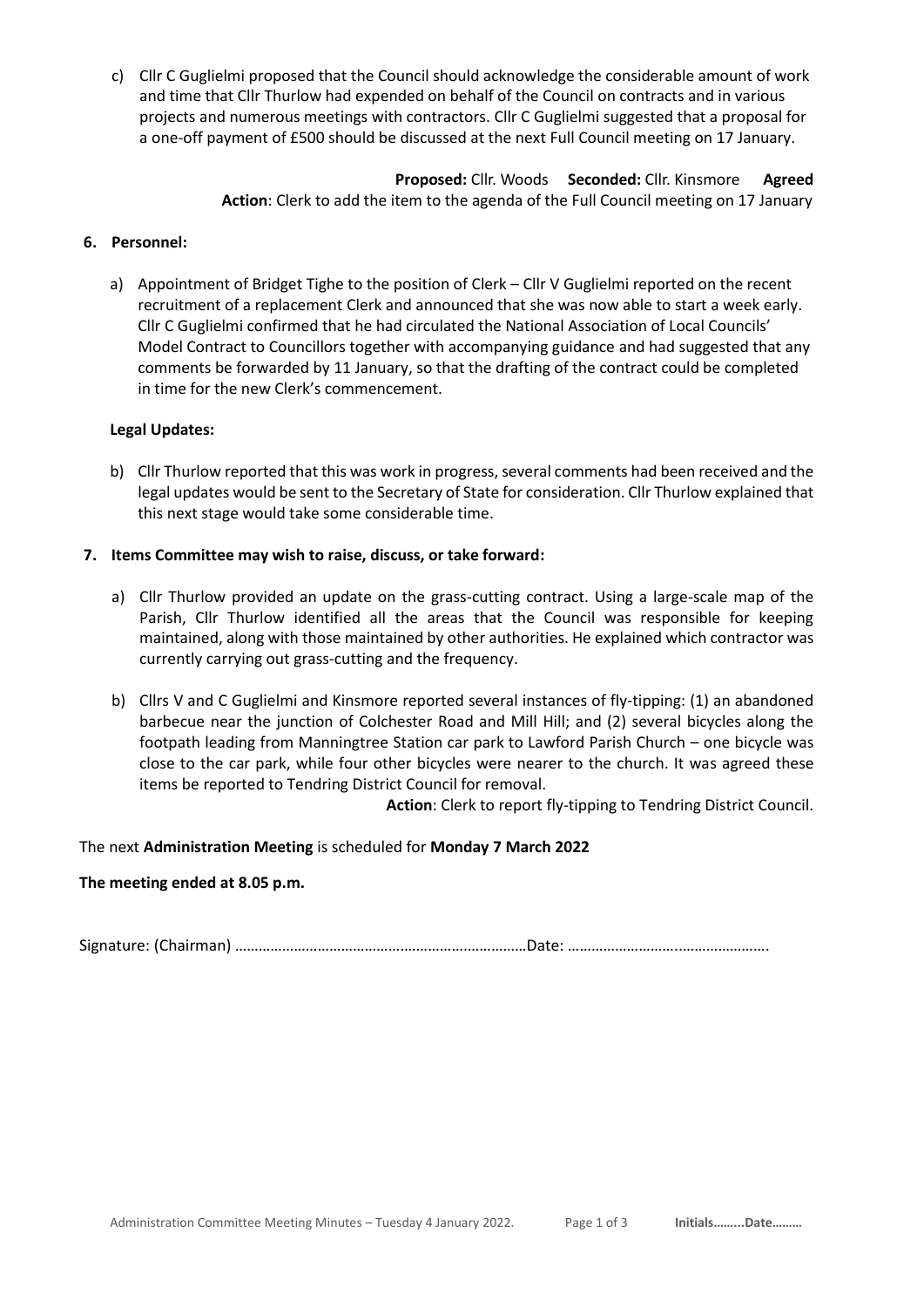c) Cllr C Guglielmi proposed that the Council should acknowledge the considerable amount of work and time that Cllr Thurlow had expended on behalf of the Council on contracts and in various projects and numerous meetings with contractors. Cllr C Guglielmi suggested that a proposal for a one-off payment of £500 should be discussed at the next Full Council meeting on 17 January.

**Proposed:** Cllr. Woods **Seconded:** Cllr. Kinsmore **Agreed**

**Action**: Clerk to add the item to the agenda of the Full Council meeting on 17 January

**6. Personnel:**

a) Appointment of Bridget Tighe to the position of Clerk – Cllr V Guglielmi reported on the recent recruitment of a replacement Clerk and announced that she was now able to start a week early. Cllr C Guglielmi confirmed that he had circulated the National Association of Local Councils' Model Contract to Councillors together with accompanying guidance and had suggested that any comments be forwarded by 11 January, so that the drafting of the contract could be completed in time for the new Clerk's commencement.

**Legal Updates:**

b) Cllr Thurlow reported that this was work in progress, several comments had been received and the legal updates would be sent to the Secretary of State for consideration. Cllr Thurlow explained that this next stage would take some considerable time.

**7. Items Committee may wish to raise, discuss, or take forward:**

a) Cllr Thurlow provided an update on the grass-cutting contract. Using a large-scale map of the Parish, Cllr Thurlow identified all the areas that the Council was responsible for keeping maintained, along with those maintained by other authorities. He explained which contractor was currently carrying out grass-cutting and the frequency.

b) Cllrs V and C Guglielmi and Kinsmore reported several instances of fly-tipping: (1) an abandoned barbecue near the junction of Colchester Road and Mill Hill; and (2) several bicycles along the footpath leading from Manningtree Station car park to Lawford Parish Church – one bicycle was close to the car park, while four other bicycles were nearer to the church. It was agreed these items be reported to Tendring District Council for removal.

**Action**: Clerk to report fly-tipping to Tendring District Council.

The next **Administration Meeting** is scheduled for **Monday 7 March 2022**

**The meeting ended at 8.05 p.m.**

Signature: (Chairman) ………………………………………………………………Date: …………………………………………….

Administration Committee Meeting Minutes – Tuesday 4 January 2022. **Initials……..Date………**